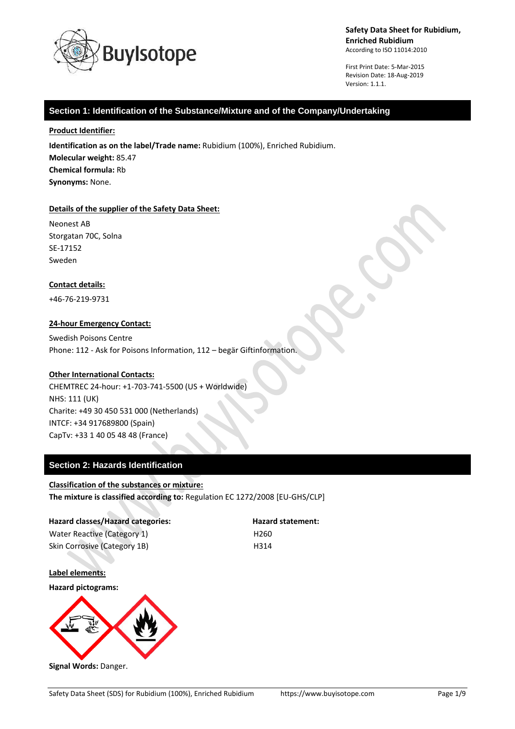**Safety Data Sheet for Rubidium, Enriched Rubidium**
According to ISO 11014:2010

First Print Date: 5-Mar-2015
Revision Date: 18-Aug-2019
Version: 1.1.1.

## Section 1: Identification of the Substance/Mixture and of the Company/Undertaking

**Product Identifier:**

**Identification as on the label/Trade name:** Rubidium (100%), Enriched Rubidium.
**Molecular weight:** 85.47
**Chemical formula:** Rb
**Synonyms:** None.

**Details of the supplier of the Safety Data Sheet:**

Neonest AB
Storgatan 70C, Solna
SE-17152
Sweden

**Contact details:**

+46-76-219-9731

**24-hour Emergency Contact:**

Swedish Poisons Centre
Phone: 112 - Ask for Poisons Information, 112 – begär Giftinformation.

**Other International Contacts:**
CHEMTREC 24-hour: +1-703-741-5500 (US + Worldwide)
NHS: 111 (UK)
Charite: +49 30 450 531 000 (Netherlands)
INTCF: +34 917689800 (Spain)
CapTv: +33 1 40 05 48 48 (France)

## Section 2: Hazards Identification

**Classification of the substances or mixture:**
**The mixture is classified according to:** Regulation EC 1272/2008 [EU-GHS/CLP]

| Hazard classes/Hazard categories: | Hazard statement: |
|---|---|
| Water Reactive (Category 1) | H260 |
| Skin Corrosive (Category 1B) | H314 |

**Label elements:**

**Hazard pictograms:**

**Signal Words:** Danger.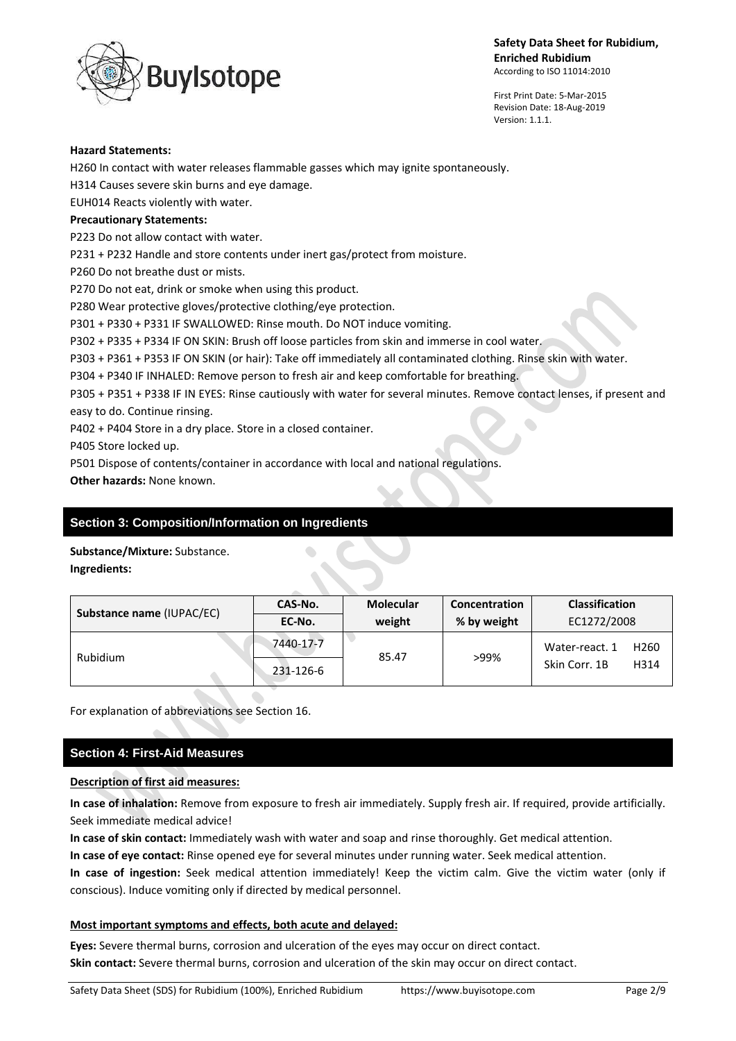**Hazard Statements:**

H260 In contact with water releases flammable gasses which may ignite spontaneously.

H314 Causes severe skin burns and eye damage.

EUH014 Reacts violently with water.

**Precautionary Statements:**

P223 Do not allow contact with water.

P231 + P232 Handle and store contents under inert gas/protect from moisture.

P260 Do not breathe dust or mists.

P270 Do not eat, drink or smoke when using this product.

P280 Wear protective gloves/protective clothing/eye protection.

P301 + P330 + P331 IF SWALLOWED: Rinse mouth. Do NOT induce vomiting.

P302 + P335 + P334 IF ON SKIN: Brush off loose particles from skin and immerse in cool water.

P303 + P361 + P353 IF ON SKIN (or hair): Take off immediately all contaminated clothing. Rinse skin with water.

P304 + P340 IF INHALED: Remove person to fresh air and keep comfortable for breathing.

P305 + P351 + P338 IF IN EYES: Rinse cautiously with water for several minutes. Remove contact lenses, if present and easy to do. Continue rinsing.

P402 + P404 Store in a dry place. Store in a closed container.

P405 Store locked up.

P501 Dispose of contents/container in accordance with local and national regulations.

**Other hazards:** None known.

## Section 3: Composition/Information on Ingredients

**Substance/Mixture:** Substance.

**Ingredients:**

| Substance name (IUPAC/EC) | CAS-No. / EC-No. | Molecular weight | Concentration % by weight | Classification EC1272/2008 |
|---|---|---|---|---|
| Rubidium | 7440-17-7 / 231-126-6 | 85.47 | >99% | Water-react. 1 H260<br>Skin Corr. 1B H314 |

For explanation of abbreviations see Section 16.

## Section 4: First-Aid Measures

**Description of first aid measures:**

**In case of inhalation:** Remove from exposure to fresh air immediately. Supply fresh air. If required, provide artificially. Seek immediate medical advice!

**In case of skin contact:** Immediately wash with water and soap and rinse thoroughly. Get medical attention.

**In case of eye contact:** Rinse opened eye for several minutes under running water. Seek medical attention.

**In case of ingestion:** Seek medical attention immediately! Keep the victim calm. Give the victim water (only if conscious). Induce vomiting only if directed by medical personnel.

**Most important symptoms and effects, both acute and delayed:**

**Eyes:** Severe thermal burns, corrosion and ulceration of the eyes may occur on direct contact.

**Skin contact:** Severe thermal burns, corrosion and ulceration of the skin may occur on direct contact.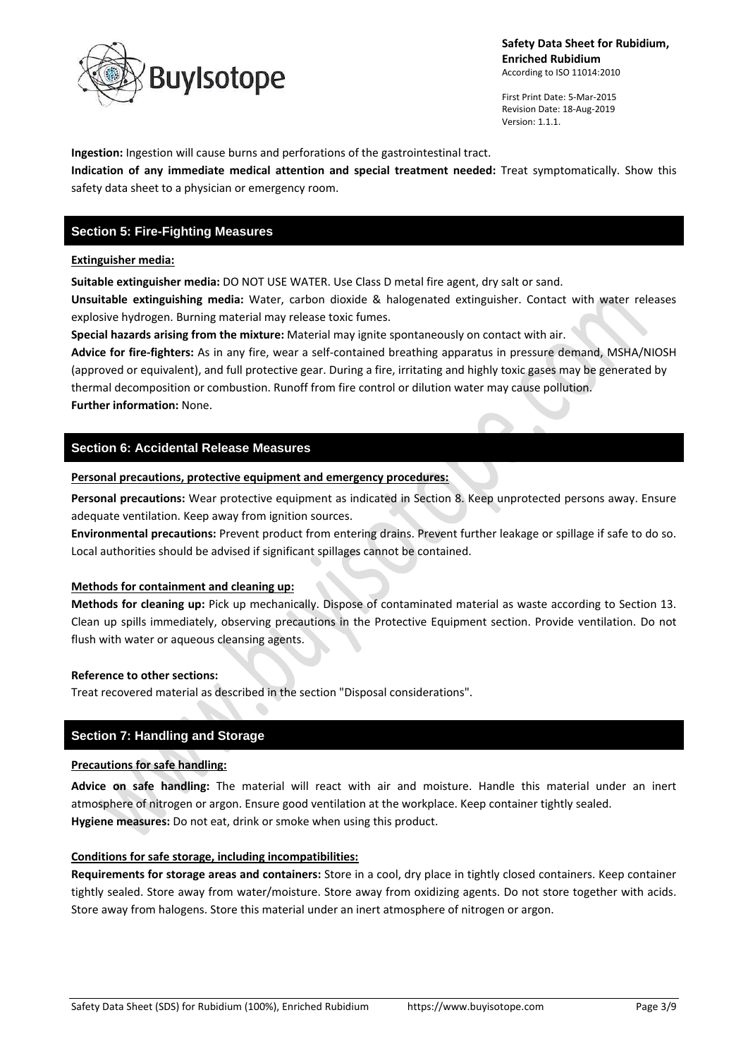**Ingestion:** Ingestion will cause burns and perforations of the gastrointestinal tract.

**Indication of any immediate medical attention and special treatment needed:** Treat symptomatically. Show this safety data sheet to a physician or emergency room.

## Section 5: Fire-Fighting Measures

**Extinguisher media:**

**Suitable extinguisher media:** DO NOT USE WATER. Use Class D metal fire agent, dry salt or sand.

**Unsuitable extinguishing media:** Water, carbon dioxide & halogenated extinguisher. Contact with water releases explosive hydrogen. Burning material may release toxic fumes.

**Special hazards arising from the mixture:** Material may ignite spontaneously on contact with air.

**Advice for fire-fighters:** As in any fire, wear a self-contained breathing apparatus in pressure demand, MSHA/NIOSH (approved or equivalent), and full protective gear. During a fire, irritating and highly toxic gases may be generated by thermal decomposition or combustion. Runoff from fire control or dilution water may cause pollution.

**Further information:** None.

## Section 6: Accidental Release Measures

**Personal precautions, protective equipment and emergency procedures:**

**Personal precautions:** Wear protective equipment as indicated in Section 8. Keep unprotected persons away. Ensure adequate ventilation. Keep away from ignition sources.

**Environmental precautions:** Prevent product from entering drains. Prevent further leakage or spillage if safe to do so. Local authorities should be advised if significant spillages cannot be contained.

**Methods for containment and cleaning up:**

**Methods for cleaning up:** Pick up mechanically. Dispose of contaminated material as waste according to Section 13. Clean up spills immediately, observing precautions in the Protective Equipment section. Provide ventilation. Do not flush with water or aqueous cleansing agents.

**Reference to other sections:**

Treat recovered material as described in the section "Disposal considerations".

## Section 7: Handling and Storage

**Precautions for safe handling:**

**Advice on safe handling:** The material will react with air and moisture. Handle this material under an inert atmosphere of nitrogen or argon. Ensure good ventilation at the workplace. Keep container tightly sealed.

**Hygiene measures:** Do not eat, drink or smoke when using this product.

**Conditions for safe storage, including incompatibilities:**

**Requirements for storage areas and containers:** Store in a cool, dry place in tightly closed containers. Keep container tightly sealed. Store away from water/moisture. Store away from oxidizing agents. Do not store together with acids. Store away from halogens. Store this material under an inert atmosphere of nitrogen or argon.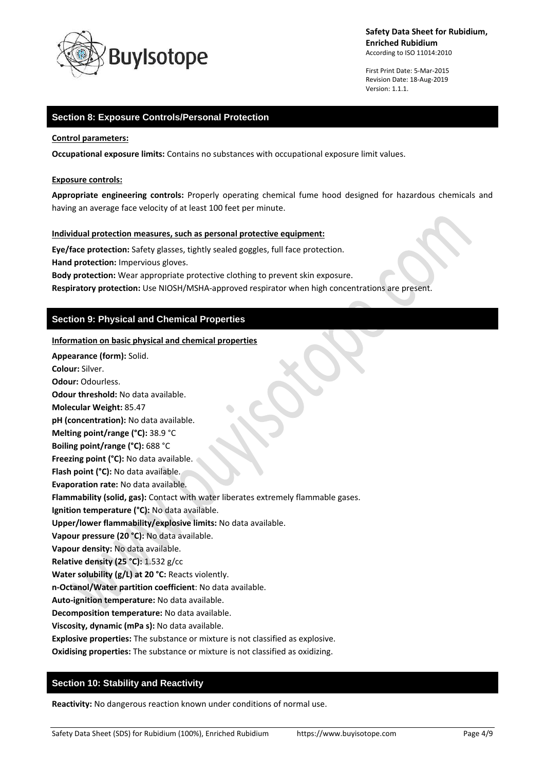## Section 8: Exposure Controls/Personal Protection

**Control parameters:**

**Occupational exposure limits:** Contains no substances with occupational exposure limit values.

**Exposure controls:**

**Appropriate engineering controls:** Properly operating chemical fume hood designed for hazardous chemicals and having an average face velocity of at least 100 feet per minute.

**Individual protection measures, such as personal protective equipment:**

**Eye/face protection:** Safety glasses, tightly sealed goggles, full face protection.
**Hand protection:** Impervious gloves.
**Body protection:** Wear appropriate protective clothing to prevent skin exposure.
**Respiratory protection:** Use NIOSH/MSHA-approved respirator when high concentrations are present.

## Section 9: Physical and Chemical Properties

**Information on basic physical and chemical properties**

**Appearance (form):** Solid.
**Colour:** Silver.
**Odour:** Odourless.
**Odour threshold:** No data available.
**Molecular Weight:** 85.47
**pH (concentration):** No data available.
**Melting point/range (°C):** 38.9 °C
**Boiling point/range (°C):** 688 °C
**Freezing point (°C):** No data available.
**Flash point (°C):** No data available.
**Evaporation rate:** No data available.
**Flammability (solid, gas):** Contact with water liberates extremely flammable gases.
**Ignition temperature (°C):** No data available.
**Upper/lower flammability/explosive limits:** No data available.
**Vapour pressure (20 °C):** No data available.
**Vapour density:** No data available.
**Relative density (25 °C):** 1.532 g/cc
**Water solubility (g/L) at 20 °C:** Reacts violently.
**n-Octanol/Water partition coefficient**: No data available.
**Auto-ignition temperature:** No data available.
**Decomposition temperature:** No data available.
**Viscosity, dynamic (mPa s):** No data available.
**Explosive properties:** The substance or mixture is not classified as explosive.
**Oxidising properties:** The substance or mixture is not classified as oxidizing.

## Section 10: Stability and Reactivity

**Reactivity:** No dangerous reaction known under conditions of normal use.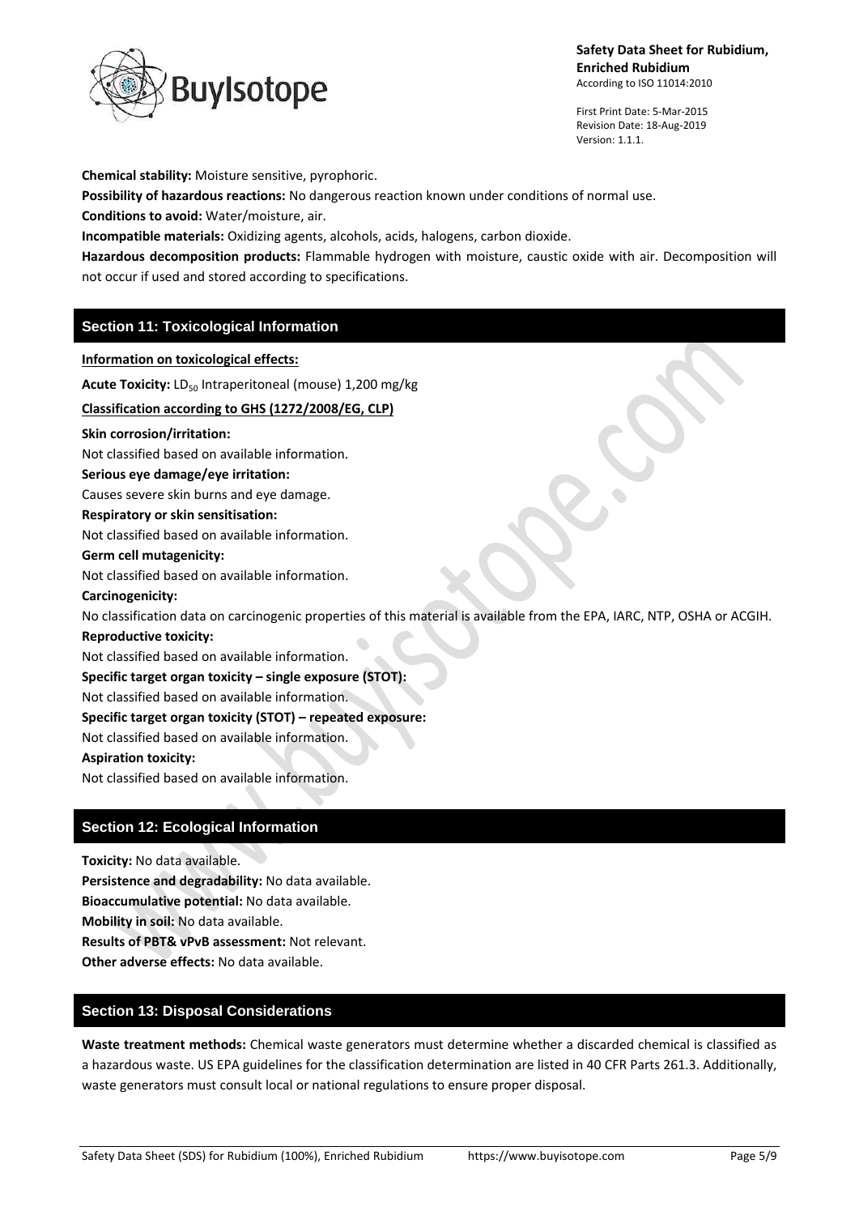**Chemical stability:** Moisture sensitive, pyrophoric.

**Possibility of hazardous reactions:** No dangerous reaction known under conditions of normal use.

**Conditions to avoid:** Water/moisture, air.

**Incompatible materials:** Oxidizing agents, alcohols, acids, halogens, carbon dioxide.

**Hazardous decomposition products:** Flammable hydrogen with moisture, caustic oxide with air. Decomposition will not occur if used and stored according to specifications.

## Section 11: Toxicological Information

**Information on toxicological effects:**

**Acute Toxicity:** $LD_{50}$ Intraperitoneal (mouse) 1,200 mg/kg

**Classification according to GHS (1272/2008/EG, CLP)**

**Skin corrosion/irritation:**
Not classified based on available information.

**Serious eye damage/eye irritation:**
Causes severe skin burns and eye damage.

**Respiratory or skin sensitisation:**
Not classified based on available information.

**Germ cell mutagenicity:**
Not classified based on available information.

**Carcinogenicity:**
No classification data on carcinogenic properties of this material is available from the EPA, IARC, NTP, OSHA or ACGIH.

**Reproductive toxicity:**
Not classified based on available information.

**Specific target organ toxicity – single exposure (STOT):**
Not classified based on available information.

**Specific target organ toxicity (STOT) – repeated exposure:**
Not classified based on available information.

**Aspiration toxicity:**
Not classified based on available information.

## Section 12: Ecological Information

**Toxicity:** No data available.
**Persistence and degradability:** No data available.
**Bioaccumulative potential:** No data available.
**Mobility in soil:** No data available.
**Results of PBT& vPvB assessment:** Not relevant.
**Other adverse effects:** No data available.

## Section 13: Disposal Considerations

**Waste treatment methods:** Chemical waste generators must determine whether a discarded chemical is classified as a hazardous waste. US EPA guidelines for the classification determination are listed in 40 CFR Parts 261.3. Additionally, waste generators must consult local or national regulations to ensure proper disposal.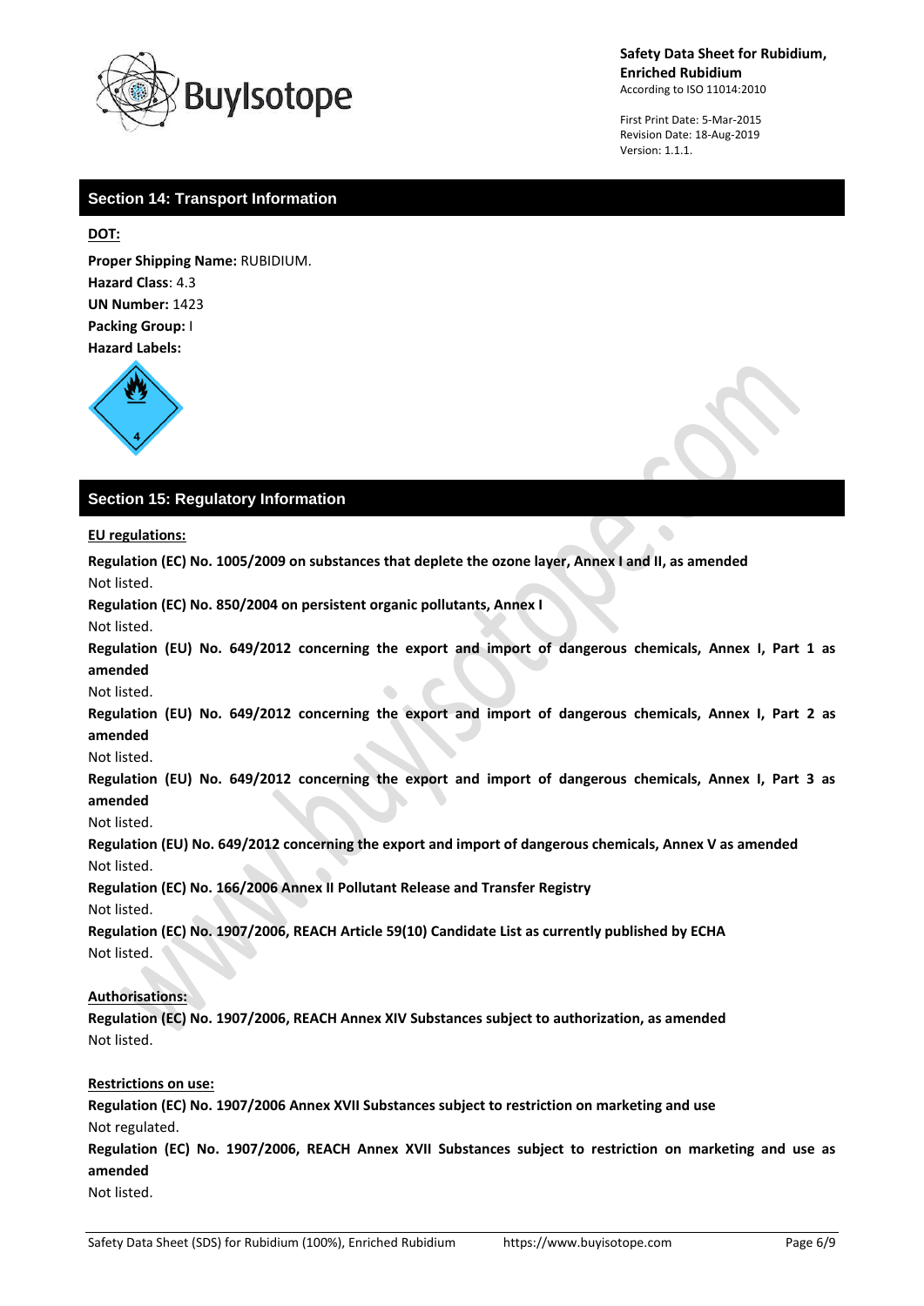## Section 14: Transport Information

**DOT:**

**Proper Shipping Name:** RUBIDIUM.
**Hazard Class**: 4.3
**UN Number:** 1423
**Packing Group:** I
**Hazard Labels:**

## Section 15: Regulatory Information

**EU regulations:**

**Regulation (EC) No. 1005/2009 on substances that deplete the ozone layer, Annex I and II, as amended**
Not listed.

**Regulation (EC) No. 850/2004 on persistent organic pollutants, Annex I**
Not listed.

**Regulation (EU) No. 649/2012 concerning the export and import of dangerous chemicals, Annex I, Part 1 as amended**
Not listed.

**Regulation (EU) No. 649/2012 concerning the export and import of dangerous chemicals, Annex I, Part 2 as amended**
Not listed.

**Regulation (EU) No. 649/2012 concerning the export and import of dangerous chemicals, Annex I, Part 3 as amended**
Not listed.

**Regulation (EU) No. 649/2012 concerning the export and import of dangerous chemicals, Annex V as amended**
Not listed.

**Regulation (EC) No. 166/2006 Annex II Pollutant Release and Transfer Registry**
Not listed.

**Regulation (EC) No. 1907/2006, REACH Article 59(10) Candidate List as currently published by ECHA**
Not listed.

**Authorisations:**

**Regulation (EC) No. 1907/2006, REACH Annex XIV Substances subject to authorization, as amended**
Not listed.

**Restrictions on use:**

**Regulation (EC) No. 1907/2006 Annex XVII Substances subject to restriction on marketing and use**
Not regulated.

**Regulation (EC) No. 1907/2006, REACH Annex XVII Substances subject to restriction on marketing and use as amended**
Not listed.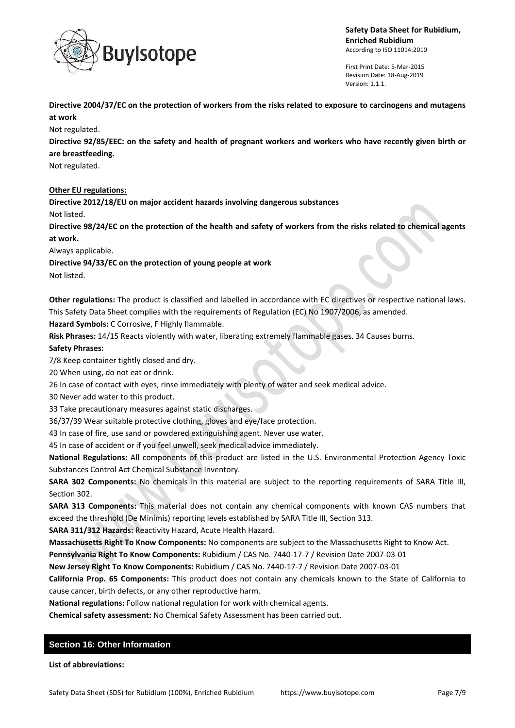**Directive 2004/37/EC on the protection of workers from the risks related to exposure to carcinogens and mutagens at work**

Not regulated.

**Directive 92/85/EEC: on the safety and health of pregnant workers and workers who have recently given birth or are breastfeeding.**

Not regulated.

**Other EU regulations:**

**Directive 2012/18/EU on major accident hazards involving dangerous substances**

Not listed.

**Directive 98/24/EC on the protection of the health and safety of workers from the risks related to chemical agents at work.**

Always applicable.

**Directive 94/33/EC on the protection of young people at work**

Not listed.

**Other regulations:** The product is classified and labelled in accordance with EC directives or respective national laws. This Safety Data Sheet complies with the requirements of Regulation (EC) No 1907/2006, as amended.

**Hazard Symbols:** C Corrosive, F Highly flammable.

**Risk Phrases:** 14/15 Reacts violently with water, liberating extremely flammable gases. 34 Causes burns.

**Safety Phrases:**

7/8 Keep container tightly closed and dry.

20 When using, do not eat or drink.

26 In case of contact with eyes, rinse immediately with plenty of water and seek medical advice.

30 Never add water to this product.

33 Take precautionary measures against static discharges.

36/37/39 Wear suitable protective clothing, gloves and eye/face protection.

43 In case of fire, use sand or powdered extinguishing agent. Never use water.

45 In case of accident or if you feel unwell, seek medical advice immediately.

**National Regulations:** All components of this product are listed in the U.S. Environmental Protection Agency Toxic Substances Control Act Chemical Substance Inventory.

**SARA 302 Components:** No chemicals in this material are subject to the reporting requirements of SARA Title III, Section 302.

**SARA 313 Components:** This material does not contain any chemical components with known CAS numbers that exceed the threshold (De Minimis) reporting levels established by SARA Title III, Section 313.

**SARA 311/312 Hazards:** Reactivity Hazard, Acute Health Hazard.

**Massachusetts Right To Know Components:** No components are subject to the Massachusetts Right to Know Act.

**Pennsylvania Right To Know Components:** Rubidium / CAS No. 7440-17-7 / Revision Date 2007-03-01

**New Jersey Right To Know Components:** Rubidium / CAS No. 7440-17-7 / Revision Date 2007-03-01

**California Prop. 65 Components:** This product does not contain any chemicals known to the State of California to cause cancer, birth defects, or any other reproductive harm.

**National regulations:** Follow national regulation for work with chemical agents.

**Chemical safety assessment:** No Chemical Safety Assessment has been carried out.

## Section 16: Other Information

**List of abbreviations:**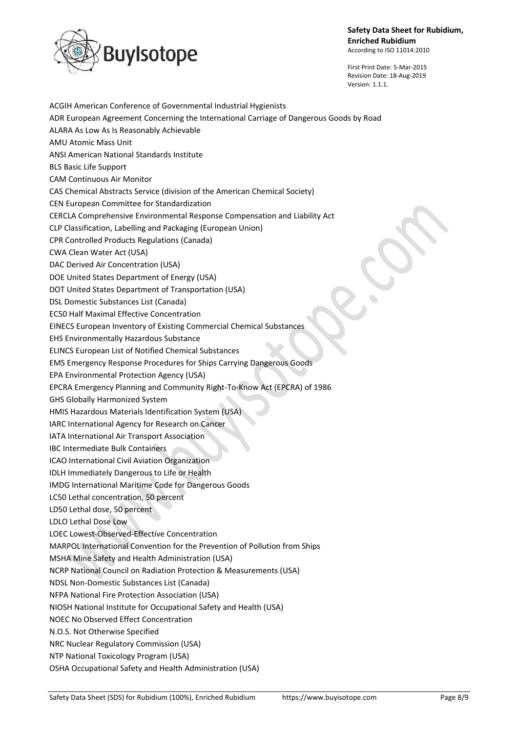ACGIH American Conference of Governmental Industrial Hygienists

ADR European Agreement Concerning the International Carriage of Dangerous Goods by Road

ALARA As Low As Is Reasonably Achievable

AMU Atomic Mass Unit

ANSI American National Standards Institute

BLS Basic Life Support

CAM Continuous Air Monitor

CAS Chemical Abstracts Service (division of the American Chemical Society)

CEN European Committee for Standardization

CERCLA Comprehensive Environmental Response Compensation and Liability Act

CLP Classification, Labelling and Packaging (European Union)

CPR Controlled Products Regulations (Canada)

CWA Clean Water Act (USA)

DAC Derived Air Concentration (USA)

DOE United States Department of Energy (USA)

DOT United States Department of Transportation (USA)

DSL Domestic Substances List (Canada)

EC50 Half Maximal Effective Concentration

EINECS European Inventory of Existing Commercial Chemical Substances

EHS Environmentally Hazardous Substance

ELINCS European List of Notified Chemical Substances

EMS Emergency Response Procedures for Ships Carrying Dangerous Goods

EPA Environmental Protection Agency (USA)

EPCRA Emergency Planning and Community Right-To-Know Act (EPCRA) of 1986

GHS Globally Harmonized System

HMIS Hazardous Materials Identification System (USA)

IARC International Agency for Research on Cancer

IATA International Air Transport Association

IBC Intermediate Bulk Containers

ICAO International Civil Aviation Organization

IDLH Immediately Dangerous to Life or Health

IMDG International Maritime Code for Dangerous Goods

LC50 Lethal concentration, 50 percent

LD50 Lethal dose, 50 percent

LDLO Lethal Dose Low

LOEC Lowest-Observed-Effective Concentration

MARPOL International Convention for the Prevention of Pollution from Ships

MSHA Mine Safety and Health Administration (USA)

NCRP National Council on Radiation Protection & Measurements (USA)

NDSL Non-Domestic Substances List (Canada)

NFPA National Fire Protection Association (USA)

NIOSH National Institute for Occupational Safety and Health (USA)

NOEC No Observed Effect Concentration

N.O.S. Not Otherwise Specified

NRC Nuclear Regulatory Commission (USA)

NTP National Toxicology Program (USA)

OSHA Occupational Safety and Health Administration (USA)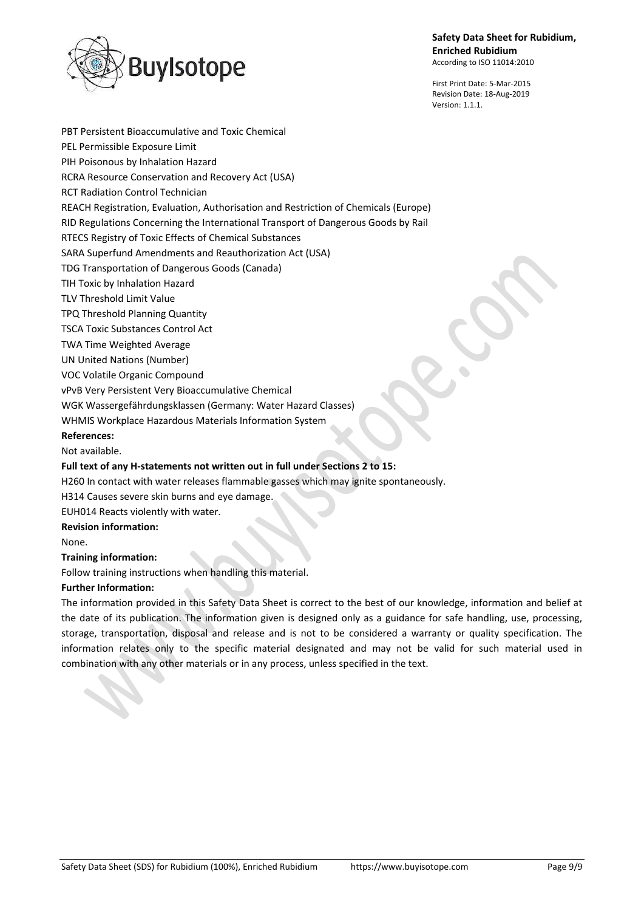PBT Persistent Bioaccumulative and Toxic Chemical
PEL Permissible Exposure Limit
PIH Poisonous by Inhalation Hazard
RCRA Resource Conservation and Recovery Act (USA)
RCT Radiation Control Technician
REACH Registration, Evaluation, Authorisation and Restriction of Chemicals (Europe)
RID Regulations Concerning the International Transport of Dangerous Goods by Rail
RTECS Registry of Toxic Effects of Chemical Substances
SARA Superfund Amendments and Reauthorization Act (USA)
TDG Transportation of Dangerous Goods (Canada)
TIH Toxic by Inhalation Hazard
TLV Threshold Limit Value
TPQ Threshold Planning Quantity
TSCA Toxic Substances Control Act
TWA Time Weighted Average
UN United Nations (Number)
VOC Volatile Organic Compound
vPvB Very Persistent Very Bioaccumulative Chemical
WGK Wassergefährdungsklassen (Germany: Water Hazard Classes)
WHMIS Workplace Hazardous Materials Information System

**References:**

Not available.

**Full text of any H-statements not written out in full under Sections 2 to 15:**

H260 In contact with water releases flammable gasses which may ignite spontaneously.
H314 Causes severe skin burns and eye damage.
EUH014 Reacts violently with water.

**Revision information:**

None.

**Training information:**

Follow training instructions when handling this material.

**Further Information:**

The information provided in this Safety Data Sheet is correct to the best of our knowledge, information and belief at the date of its publication. The information given is designed only as a guidance for safe handling, use, processing, storage, transportation, disposal and release and is not to be considered a warranty or quality specification. The information relates only to the specific material designated and may not be valid for such material used in combination with any other materials or in any process, unless specified in the text.